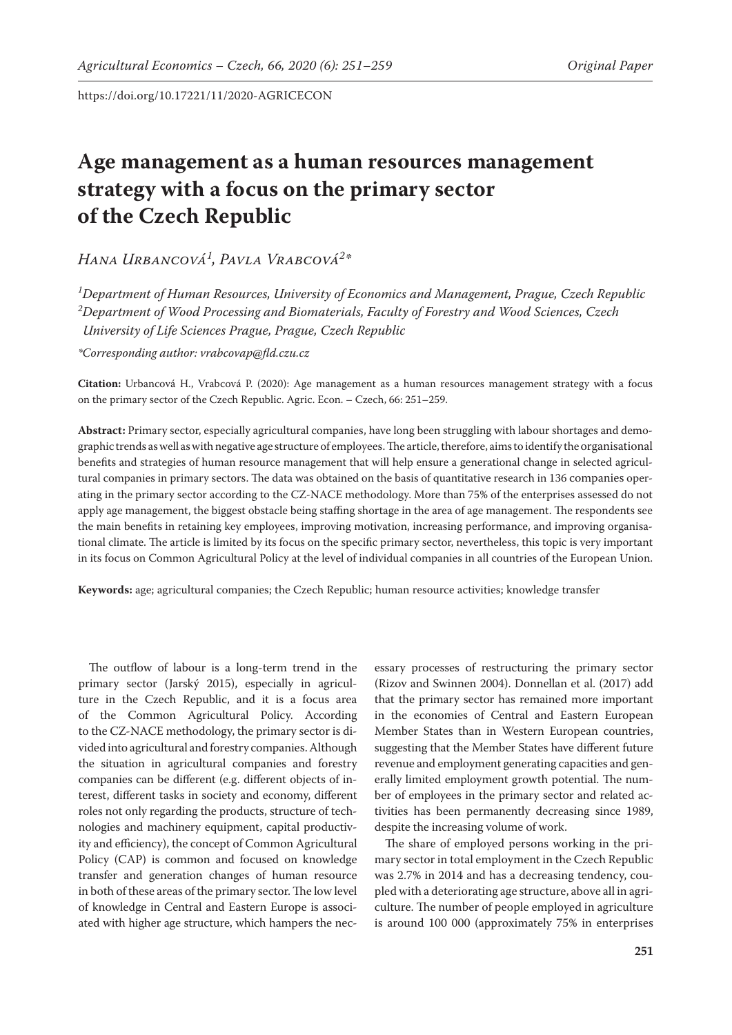# Age management as a human resources management strategy with a focus on the primary sector of the Czech Republic

*Hana Urbancová*[1], *Pavla Vrabcová*[2]*

[1]*Department of Human Resources, University of Economics and Management, Prague, Czech Republic*
[2]*Department of Wood Processing and Biomaterials, Faculty of Forestry and Wood Sciences, Czech University of Life Sciences Prague, Prague, Czech Republic*

**Corresponding author: vrabcovap@fld.czu.cz*

**Citation:** Urbancová H., Vrabcová P. (2020): Age management as a human resources management strategy with a focus on the primary sector of the Czech Republic. Agric. Econ. – Czech, 66: 251–259.

**Abstract:** Primary sector, especially agricultural companies, have long been struggling with labour shortages and demographic trends as well as with negative age structure of employees. The article, therefore, aims to identify the organisational benefits and strategies of human resource management that will help ensure a generational change in selected agricultural companies in primary sectors. The data was obtained on the basis of quantitative research in 136 companies operating in the primary sector according to the CZ-NACE methodology. More than 75% of the enterprises assessed do not apply age management, the biggest obstacle being staffing shortage in the area of age management. The respondents see the main benefits in retaining key employees, improving motivation, increasing performance, and improving organisational climate. The article is limited by its focus on the specific primary sector, nevertheless, this topic is very important in its focus on Common Agricultural Policy at the level of individual companies in all countries of the European Union.

**Keywords:** age; agricultural companies; the Czech Republic; human resource activities; knowledge transfer

The outflow of labour is a long-term trend in the primary sector (Jarský 2015), especially in agriculture in the Czech Republic, and it is a focus area of the Common Agricultural Policy. According to the CZ-NACE methodology, the primary sector is divided into agricultural and forestry companies. Although the situation in agricultural companies and forestry companies can be different (e.g. different objects of interest, different tasks in society and economy, different roles not only regarding the products, structure of technologies and machinery equipment, capital productivity and efficiency), the concept of Common Agricultural Policy (CAP) is common and focused on knowledge transfer and generation changes of human resource in both of these areas of the primary sector. The low level of knowledge in Central and Eastern Europe is associated with higher age structure, which hampers the necessary processes of restructuring the primary sector (Rizov and Swinnen 2004). Donnellan et al. (2017) add that the primary sector has remained more important in the economies of Central and Eastern European Member States than in Western European countries, suggesting that the Member States have different future revenue and employment generating capacities and generally limited employment growth potential. The number of employees in the primary sector and related activities has been permanently decreasing since 1989, despite the increasing volume of work.

The share of employed persons working in the primary sector in total employment in the Czech Republic was 2.7% in 2014 and has a decreasing tendency, coupled with a deteriorating age structure, above all in agriculture. The number of people employed in agriculture is around 100 000 (approximately 75% in enterprises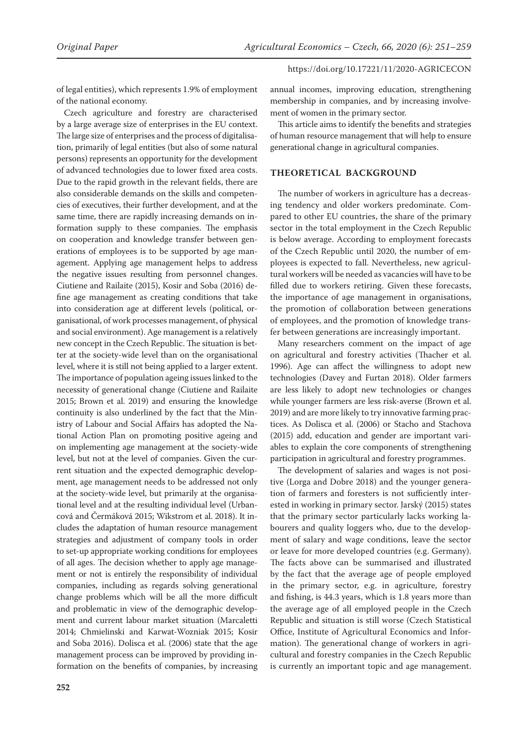of legal entities), which represents 1.9% of employment of the national economy.

Czech agriculture and forestry are characterised by a large average size of enterprises in the EU context. The large size of enterprises and the process of digitalisation, primarily of legal entities (but also of some natural persons) represents an opportunity for the development of advanced technologies due to lower fixed area costs. Due to the rapid growth in the relevant fields, there are also considerable demands on the skills and competencies of executives, their further development, and at the same time, there are rapidly increasing demands on information supply to these companies. The emphasis on cooperation and knowledge transfer between generations of employees is to be supported by age management. Applying age management helps to address the negative issues resulting from personnel changes. Ciutiene and Railaite (2015), Kosir and Soba (2016) define age management as creating conditions that take into consideration age at different levels (political, organisational, of work processes management, of physical and social environment). Age management is a relatively new concept in the Czech Republic. The situation is better at the society-wide level than on the organisational level, where it is still not being applied to a larger extent. The importance of population ageing issues linked to the necessity of generational change (Ciutiene and Railaite 2015; Brown et al. 2019) and ensuring the knowledge continuity is also underlined by the fact that the Ministry of Labour and Social Affairs has adopted the National Action Plan on promoting positive ageing and on implementing age management at the society-wide level, but not at the level of companies. Given the current situation and the expected demographic development, age management needs to be addressed not only at the society-wide level, but primarily at the organisational level and at the resulting individual level (Urbancová and Čermáková 2015; Wikstrom et al. 2018). It includes the adaptation of human resource management strategies and adjustment of company tools in order to set-up appropriate working conditions for employees of all ages. The decision whether to apply age management or not is entirely the responsibility of individual companies, including as regards solving generational change problems which will be all the more difficult and problematic in view of the demographic development and current labour market situation (Marcaletti 2014; Chmielinski and Karwat-Wozniak 2015; Kosir and Soba 2016). Dolisca et al. (2006) state that the age management process can be improved by providing information on the benefits of companies, by increasing annual incomes, improving education, strengthening membership in companies, and by increasing involvement of women in the primary sector.

This article aims to identify the benefits and strategies of human resource management that will help to ensure generational change in agricultural companies.

## THEORETICAL BACKGROUND

The number of workers in agriculture has a decreasing tendency and older workers predominate. Compared to other EU countries, the share of the primary sector in the total employment in the Czech Republic is below average. According to employment forecasts of the Czech Republic until 2020, the number of employees is expected to fall. Nevertheless, new agricultural workers will be needed as vacancies will have to be filled due to workers retiring. Given these forecasts, the importance of age management in organisations, the promotion of collaboration between generations of employees, and the promotion of knowledge transfer between generations are increasingly important.

Many researchers comment on the impact of age on agricultural and forestry activities (Thacher et al. 1996). Age can affect the willingness to adopt new technologies (Davey and Furtan 2018). Older farmers are less likely to adopt new technologies or changes while younger farmers are less risk-averse (Brown et al. 2019) and are more likely to try innovative farming practices. As Dolisca et al. (2006) or Stacho and Stachova (2015) add, education and gender are important variables to explain the core components of strengthening participation in agricultural and forestry programmes.

The development of salaries and wages is not positive (Lorga and Dobre 2018) and the younger generation of farmers and foresters is not sufficiently interested in working in primary sector. Jarský (2015) states that the primary sector particularly lacks working labourers and quality loggers who, due to the development of salary and wage conditions, leave the sector or leave for more developed countries (e.g. Germany). The facts above can be summarised and illustrated by the fact that the average age of people employed in the primary sector, e.g. in agriculture, forestry and fishing, is 44.3 years, which is 1.8 years more than the average age of all employed people in the Czech Republic and situation is still worse (Czech Statistical Office, Institute of Agricultural Economics and Information). The generational change of workers in agricultural and forestry companies in the Czech Republic is currently an important topic and age management.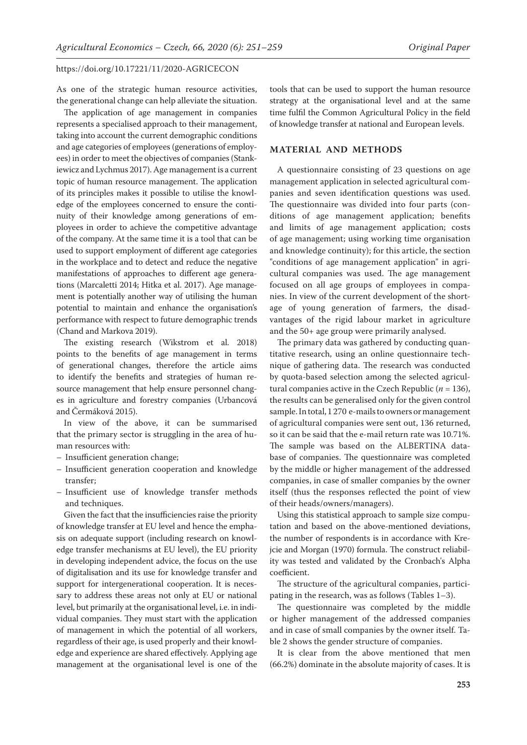As one of the strategic human resource activities, the generational change can help alleviate the situation.

The application of age management in companies represents a specialised approach to their management, taking into account the current demographic conditions and age categories of employees (generations of employees) in order to meet the objectives of companies (Stankiewicz and Lychmus 2017). Age management is a current topic of human resource management. The application of its principles makes it possible to utilise the knowledge of the employees concerned to ensure the continuity of their knowledge among generations of employees in order to achieve the competitive advantage of the company. At the same time it is a tool that can be used to support employment of different age categories in the workplace and to detect and reduce the negative manifestations of approaches to different age generations (Marcaletti 2014; Hitka et al. 2017). Age management is potentially another way of utilising the human potential to maintain and enhance the organisation's performance with respect to future demographic trends (Chand and Markova 2019).

The existing research (Wikstrom et al. 2018) points to the benefits of age management in terms of generational changes, therefore the article aims to identify the benefits and strategies of human resource management that help ensure personnel changes in agriculture and forestry companies (Urbancová and Čermáková 2015).

In view of the above, it can be summarised that the primary sector is struggling in the area of human resources with:

- Insufficient generation change;
- Insufficient generation cooperation and knowledge transfer;
- Insufficient use of knowledge transfer methods and techniques.

Given the fact that the insufficiencies raise the priority of knowledge transfer at EU level and hence the emphasis on adequate support (including research on knowledge transfer mechanisms at EU level), the EU priority in developing independent advice, the focus on the use of digitalisation and its use for knowledge transfer and support for intergenerational cooperation. It is necessary to address these areas not only at EU or national level, but primarily at the organisational level, i.e. in individual companies. They must start with the application of management in which the potential of all workers, regardless of their age, is used properly and their knowledge and experience are shared effectively. Applying age management at the organisational level is one of the tools that can be used to support the human resource strategy at the organisational level and at the same time fulfil the Common Agricultural Policy in the field of knowledge transfer at national and European levels.

## MATERIAL AND METHODS

A questionnaire consisting of 23 questions on age management application in selected agricultural companies and seven identification questions was used. The questionnaire was divided into four parts (conditions of age management application; benefits and limits of age management application; costs of age management; using working time organisation and knowledge continuity); for this article, the section "conditions of age management application" in agricultural companies was used. The age management focused on all age groups of employees in companies. In view of the current development of the shortage of young generation of farmers, the disadvantages of the rigid labour market in agriculture and the 50+ age group were primarily analysed.

The primary data was gathered by conducting quantitative research, using an online questionnaire technique of gathering data. The research was conducted by quota-based selection among the selected agricultural companies active in the Czech Republic ($n = 136$), the results can be generalised only for the given control sample. In total, 1 270 e-mails to owners or management of agricultural companies were sent out, 136 returned, so it can be said that the e-mail return rate was 10.71%. The sample was based on the ALBERTINA database of companies. The questionnaire was completed by the middle or higher management of the addressed companies, in case of smaller companies by the owner itself (thus the responses reflected the point of view of their heads/owners/managers).

Using this statistical approach to sample size computation and based on the above-mentioned deviations, the number of respondents is in accordance with Krejcie and Morgan (1970) formula. The construct reliability was tested and validated by the Cronbach's Alpha coefficient.

The structure of the agricultural companies, participating in the research, was as follows (Tables 1–3).

The questionnaire was completed by the middle or higher management of the addressed companies and in case of small companies by the owner itself. Table 2 shows the gender structure of companies.

It is clear from the above mentioned that men (66.2%) dominate in the absolute majority of cases. It is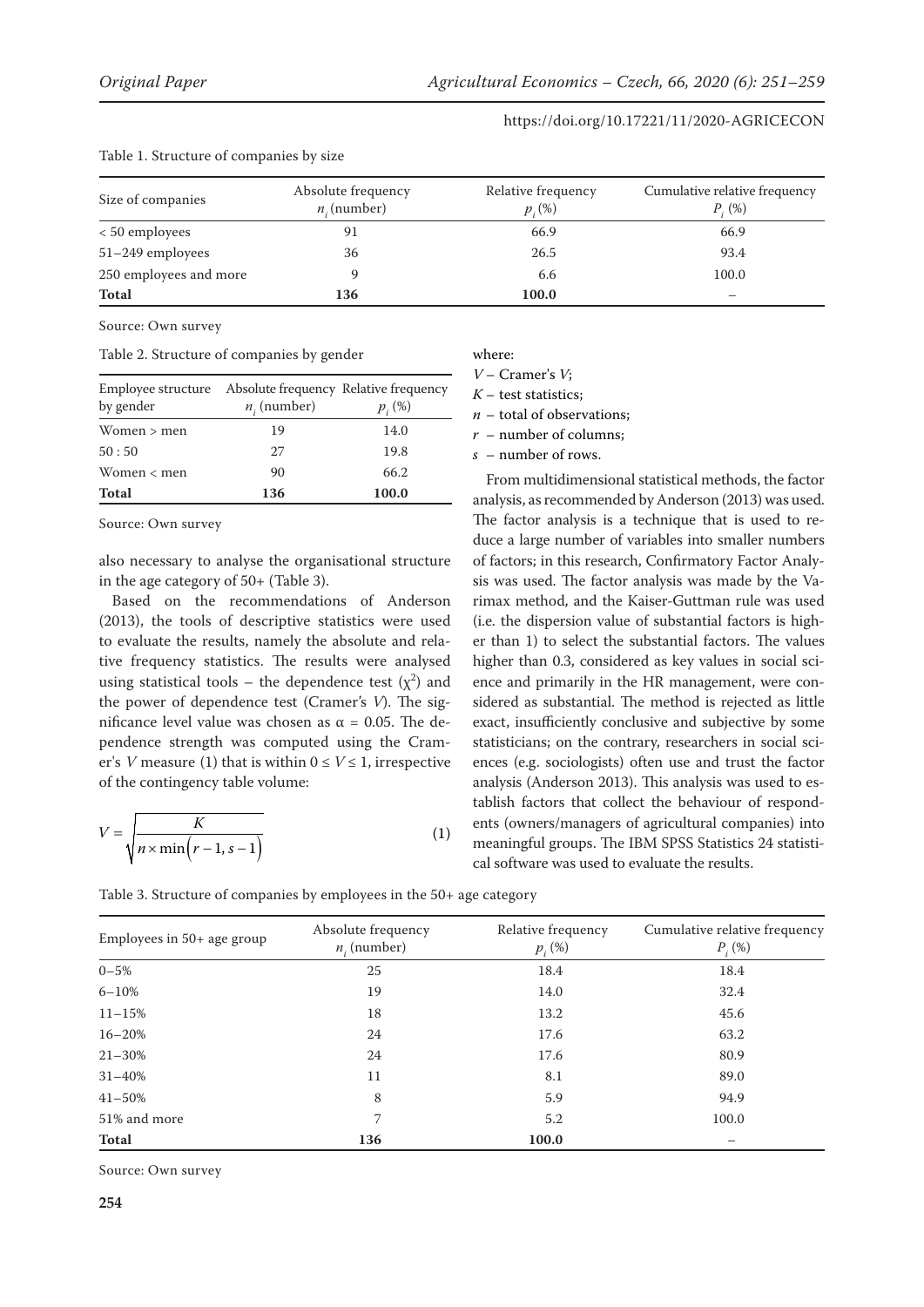Table 1. Structure of companies by size

| Size of companies | Absolute frequency $n_i$ (number) | Relative frequency $p_i$ (%) | Cumulative relative frequency $P_i$ (%) |
|---|---|---|---|
| < 50 employees | 91 | 66.9 | 66.9 |
| 51–249 employees | 36 | 26.5 | 93.4 |
| 250 employees and more | 9 | 6.6 | 100.0 |
| **Total** | **136** | **100.0** | – |

Source: Own survey

Table 2. Structure of companies by gender

| Employee structure by gender | Absolute frequency $n_i$ (number) | Relative frequency $p_i$ (%) |
|---|---|---|
| Women > men | 19 | 14.0 |
| 50 : 50 | 27 | 19.8 |
| Women < men | 90 | 66.2 |
| **Total** | **136** | **100.0** |

Source: Own survey

also necessary to analyse the organisational structure in the age category of 50+ (Table 3).

Based on the recommendations of Anderson (2013), the tools of descriptive statistics were used to evaluate the results, namely the absolute and relative frequency statistics. The results were analysed using statistical tools – the dependence test ($\chi^2$) and the power of dependence test (Cramer's $V$). The significance level value was chosen as $\alpha = 0.05$. The dependence strength was computed using the Cramer's $V$ measure (1) that is within $0 \leq V \leq 1$, irrespective of the contingency table volume:

$$V = \sqrt{\frac{K}{n \times \min(r-1, s-1)}} \tag{1}$$

where:
$V$ – Cramer's $V$;
$K$ – test statistics;
$n$ – total of observations;
$r$ – number of columns;
$s$ – number of rows.

From multidimensional statistical methods, the factor analysis, as recommended by Anderson (2013) was used. The factor analysis is a technique that is used to reduce a large number of variables into smaller numbers of factors; in this research, Confirmatory Factor Analysis was used. The factor analysis was made by the Varimax method, and the Kaiser-Guttman rule was used (i.e. the dispersion value of substantial factors is higher than 1) to select the substantial factors. The values higher than 0.3, considered as key values in social science and primarily in the HR management, were considered as substantial. The method is rejected as little exact, insufficiently conclusive and subjective by some statisticians; on the contrary, researchers in social sciences (e.g. sociologists) often use and trust the factor analysis (Anderson 2013). This analysis was used to establish factors that collect the behaviour of respondents (owners/managers of agricultural companies) into meaningful groups. The IBM SPSS Statistics 24 statistical software was used to evaluate the results.

Table 3. Structure of companies by employees in the 50+ age category

| Employees in 50+ age group | Absolute frequency $n_i$ (number) | Relative frequency $p_i$ (%) | Cumulative relative frequency $P_i$ (%) |
|---|---|---|---|
| 0–5% | 25 | 18.4 | 18.4 |
| 6–10% | 19 | 14.0 | 32.4 |
| 11–15% | 18 | 13.2 | 45.6 |
| 16–20% | 24 | 17.6 | 63.2 |
| 21–30% | 24 | 17.6 | 80.9 |
| 31–40% | 11 | 8.1 | 89.0 |
| 41–50% | 8 | 5.9 | 94.9 |
| 51% and more | 7 | 5.2 | 100.0 |
| **Total** | **136** | **100.0** | – |

Source: Own survey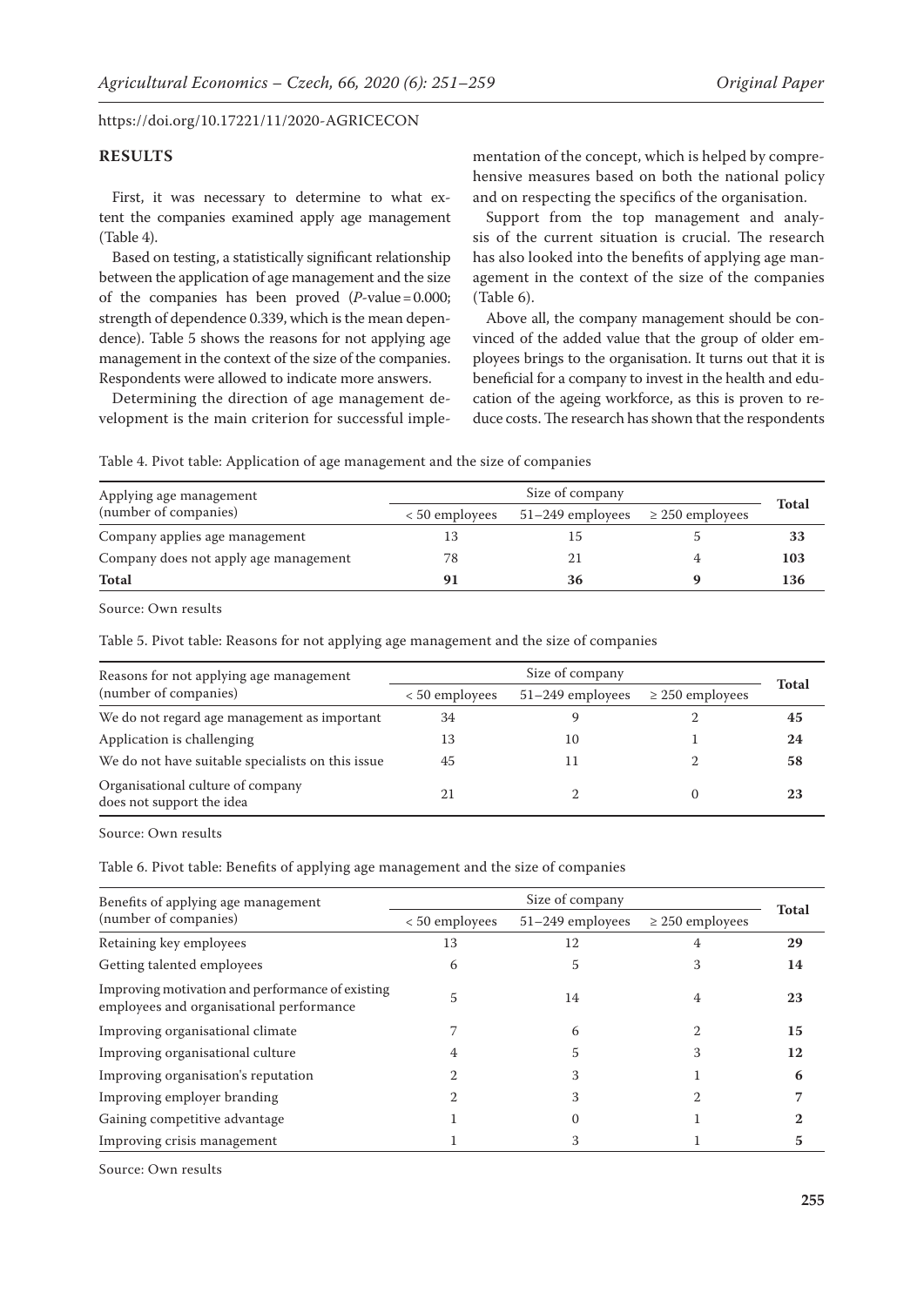https://doi.org/10.17221/11/2020-AGRICECON

## RESULTS

First, it was necessary to determine to what extent the companies examined apply age management (Table 4).

Based on testing, a statistically significant relationship between the application of age management and the size of the companies has been proved ($P$-value = 0.000; strength of dependence 0.339, which is the mean dependence). Table 5 shows the reasons for not applying age management in the context of the size of the companies. Respondents were allowed to indicate more answers.

Determining the direction of age management development is the main criterion for successful implementation of the concept, which is helped by comprehensive measures based on both the national policy and on respecting the specifics of the organisation.

Support from the top management and analysis of the current situation is crucial. The research has also looked into the benefits of applying age management in the context of the size of the companies (Table 6).

Above all, the company management should be convinced of the added value that the group of older employees brings to the organisation. It turns out that it is beneficial for a company to invest in the health and education of the ageing workforce, as this is proven to reduce costs. The research has shown that the respondents

Table 4. Pivot table: Application of age management and the size of companies

| Applying age management (number of companies) | Size of company | | | Total |
|---|---|---|---|---|
| | < 50 employees | 51–249 employees | ≥ 250 employees | |
| Company applies age management | 13 | 15 | 5 | **33** |
| Company does not apply age management | 78 | 21 | 4 | **103** |
| **Total** | **91** | **36** | **9** | **136** |

Source: Own results

Table 5. Pivot table: Reasons for not applying age management and the size of companies

| Reasons for not applying age management (number of companies) | Size of company | | | Total |
|---|---|---|---|---|
| | < 50 employees | 51–249 employees | ≥ 250 employees | |
| We do not regard age management as important | 34 | 9 | 2 | **45** |
| Application is challenging | 13 | 10 | 1 | **24** |
| We do not have suitable specialists on this issue | 45 | 11 | 2 | **58** |
| Organisational culture of company does not support the idea | 21 | 2 | 0 | **23** |

Source: Own results

Table 6. Pivot table: Benefits of applying age management and the size of companies

| Benefits of applying age management (number of companies) | Size of company | | | Total |
|---|---|---|---|---|
| | < 50 employees | 51–249 employees | ≥ 250 employees | |
| Retaining key employees | 13 | 12 | 4 | **29** |
| Getting talented employees | 6 | 5 | 3 | **14** |
| Improving motivation and performance of existing employees and organisational performance | 5 | 14 | 4 | **23** |
| Improving organisational climate | 7 | 6 | 2 | **15** |
| Improving organisational culture | 4 | 5 | 3 | **12** |
| Improving organisation's reputation | 2 | 3 | 1 | **6** |
| Improving employer branding | 2 | 3 | 2 | **7** |
| Gaining competitive advantage | 1 | 0 | 1 | **2** |
| Improving crisis management | 1 | 3 | 1 | **5** |

Source: Own results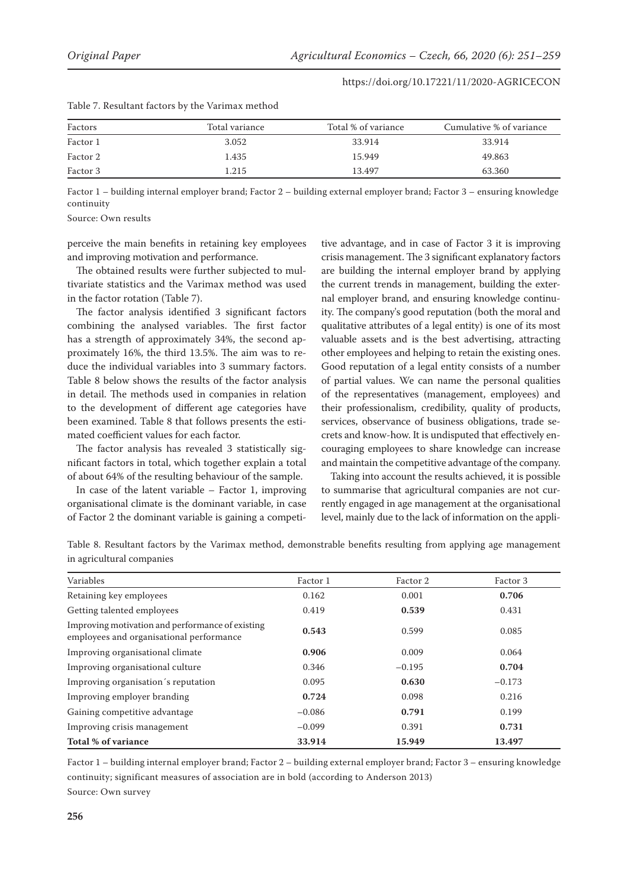Table 7. Resultant factors by the Varimax method

| Factors | Total variance | Total % of variance | Cumulative % of variance |
|---|---|---|---|
| Factor 1 | 3.052 | 33.914 | 33.914 |
| Factor 2 | 1.435 | 15.949 | 49.863 |
| Factor 3 | 1.215 | 13.497 | 63.360 |

Factor 1 – building internal employer brand; Factor 2 – building external employer brand; Factor 3 – ensuring knowledge continuity

Source: Own results

perceive the main benefits in retaining key employees and improving motivation and performance.

The obtained results were further subjected to multivariate statistics and the Varimax method was used in the factor rotation (Table 7).

The factor analysis identified 3 significant factors combining the analysed variables. The first factor has a strength of approximately 34%, the second approximately 16%, the third 13.5%. The aim was to reduce the individual variables into 3 summary factors. Table 8 below shows the results of the factor analysis in detail. The methods used in companies in relation to the development of different age categories have been examined. Table 8 that follows presents the estimated coefficient values for each factor.

The factor analysis has revealed 3 statistically significant factors in total, which together explain a total of about 64% of the resulting behaviour of the sample.

In case of the latent variable – Factor 1, improving organisational climate is the dominant variable, in case of Factor 2 the dominant variable is gaining a competitive advantage, and in case of Factor 3 it is improving crisis management. The 3 significant explanatory factors are building the internal employer brand by applying the current trends in management, building the external employer brand, and ensuring knowledge continuity. The company's good reputation (both the moral and qualitative attributes of a legal entity) is one of its most valuable assets and is the best advertising, attracting other employees and helping to retain the existing ones. Good reputation of a legal entity consists of a number of partial values. We can name the personal qualities of the representatives (management, employees) and their professionalism, credibility, quality of products, services, observance of business obligations, trade secrets and know-how. It is undisputed that effectively encouraging employees to share knowledge can increase and maintain the competitive advantage of the company.

Taking into account the results achieved, it is possible to summarise that agricultural companies are not currently engaged in age management at the organisational level, mainly due to the lack of information on the appli-

Table 8. Resultant factors by the Varimax method, demonstrable benefits resulting from applying age management in agricultural companies

| Variables | Factor 1 | Factor 2 | Factor 3 |
|---|---|---|---|
| Retaining key employees | 0.162 | 0.001 | **0.706** |
| Getting talented employees | 0.419 | **0.539** | 0.431 |
| Improving motivation and performance of existing employees and organisational performance | **0.543** | 0.599 | 0.085 |
| Improving organisational climate | **0.906** | 0.009 | 0.064 |
| Improving organisational culture | 0.346 | −0.195 | **0.704** |
| Improving organisation´s reputation | 0.095 | **0.630** | −0.173 |
| Improving employer branding | **0.724** | 0.098 | 0.216 |
| Gaining competitive advantage | −0.086 | **0.791** | 0.199 |
| Improving crisis management | −0.099 | 0.391 | **0.731** |
| **Total % of variance** | **33.914** | **15.949** | **13.497** |

Factor 1 – building internal employer brand; Factor 2 – building external employer brand; Factor 3 – ensuring knowledge continuity; significant measures of association are in bold (according to Anderson 2013)

Source: Own survey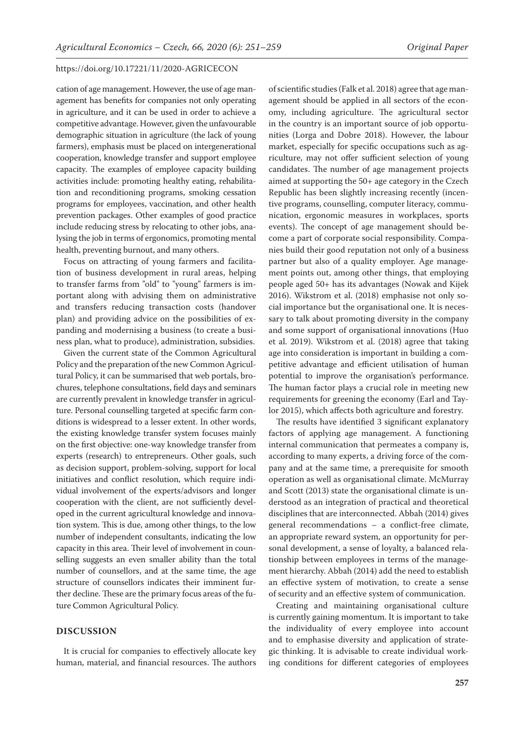cation of age management. However, the use of age management has benefits for companies not only operating in agriculture, and it can be used in order to achieve a competitive advantage. However, given the unfavourable demographic situation in agriculture (the lack of young farmers), emphasis must be placed on intergenerational cooperation, knowledge transfer and support employee capacity. The examples of employee capacity building activities include: promoting healthy eating, rehabilitation and reconditioning programs, smoking cessation programs for employees, vaccination, and other health prevention packages. Other examples of good practice include reducing stress by relocating to other jobs, analysing the job in terms of ergonomics, promoting mental health, preventing burnout, and many others.

Focus on attracting of young farmers and facilitation of business development in rural areas, helping to transfer farms from "old" to "young" farmers is important along with advising them on administrative and transfers reducing transaction costs (handover plan) and providing advice on the possibilities of expanding and modernising a business (to create a business plan, what to produce), administration, subsidies.

Given the current state of the Common Agricultural Policy and the preparation of the new Common Agricultural Policy, it can be summarised that web portals, brochures, telephone consultations, field days and seminars are currently prevalent in knowledge transfer in agriculture. Personal counselling targeted at specific farm conditions is widespread to a lesser extent. In other words, the existing knowledge transfer system focuses mainly on the first objective: one-way knowledge transfer from experts (research) to entrepreneurs. Other goals, such as decision support, problem-solving, support for local initiatives and conflict resolution, which require individual involvement of the experts/advisors and longer cooperation with the client, are not sufficiently developed in the current agricultural knowledge and innovation system. This is due, among other things, to the low number of independent consultants, indicating the low capacity in this area. Their level of involvement in counselling suggests an even smaller ability than the total number of counsellors, and at the same time, the age structure of counsellors indicates their imminent further decline. These are the primary focus areas of the future Common Agricultural Policy.

## DISCUSSION

It is crucial for companies to effectively allocate key human, material, and financial resources. The authors of scientific studies (Falk et al. 2018) agree that age management should be applied in all sectors of the economy, including agriculture. The agricultural sector in the country is an important source of job opportunities (Lorga and Dobre 2018). However, the labour market, especially for specific occupations such as agriculture, may not offer sufficient selection of young candidates. The number of age management projects aimed at supporting the 50+ age category in the Czech Republic has been slightly increasing recently (incentive programs, counselling, computer literacy, communication, ergonomic measures in workplaces, sports events). The concept of age management should become a part of corporate social responsibility. Companies build their good reputation not only of a business partner but also of a quality employer. Age management points out, among other things, that employing people aged 50+ has its advantages (Nowak and Kijek 2016). Wikstrom et al. (2018) emphasise not only social importance but the organisational one. It is necessary to talk about promoting diversity in the company and some support of organisational innovations (Huo et al. 2019). Wikstrom et al. (2018) agree that taking age into consideration is important in building a competitive advantage and efficient utilisation of human potential to improve the organisation's performance. The human factor plays a crucial role in meeting new requirements for greening the economy (Earl and Taylor 2015), which affects both agriculture and forestry.

The results have identified 3 significant explanatory factors of applying age management. A functioning internal communication that permeates a company is, according to many experts, a driving force of the company and at the same time, a prerequisite for smooth operation as well as organisational climate. McMurray and Scott (2013) state the organisational climate is understood as an integration of practical and theoretical disciplines that are interconnected. Abbah (2014) gives general recommendations – a conflict-free climate, an appropriate reward system, an opportunity for personal development, a sense of loyalty, a balanced relationship between employees in terms of the management hierarchy. Abbah (2014) add the need to establish an effective system of motivation, to create a sense of security and an effective system of communication.

Creating and maintaining organisational culture is currently gaining momentum. It is important to take the individuality of every employee into account and to emphasise diversity and application of strategic thinking. It is advisable to create individual working conditions for different categories of employees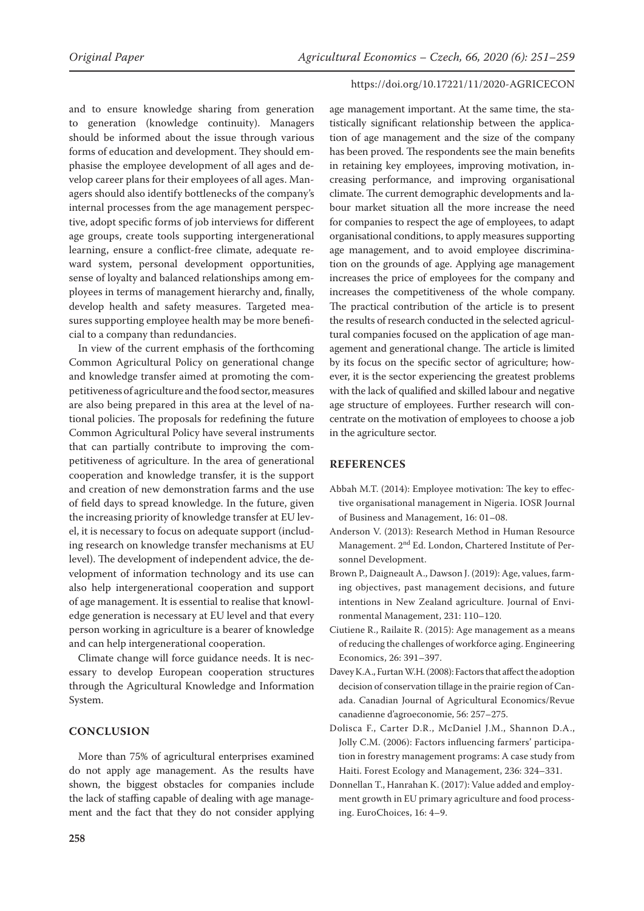and to ensure knowledge sharing from generation to generation (knowledge continuity). Managers should be informed about the issue through various forms of education and development. They should emphasise the employee development of all ages and develop career plans for their employees of all ages. Managers should also identify bottlenecks of the company's internal processes from the age management perspective, adopt specific forms of job interviews for different age groups, create tools supporting intergenerational learning, ensure a conflict-free climate, adequate reward system, personal development opportunities, sense of loyalty and balanced relationships among employees in terms of management hierarchy and, finally, develop health and safety measures. Targeted measures supporting employee health may be more beneficial to a company than redundancies.

In view of the current emphasis of the forthcoming Common Agricultural Policy on generational change and knowledge transfer aimed at promoting the competitiveness of agriculture and the food sector, measures are also being prepared in this area at the level of national policies. The proposals for redefining the future Common Agricultural Policy have several instruments that can partially contribute to improving the competitiveness of agriculture. In the area of generational cooperation and knowledge transfer, it is the support and creation of new demonstration farms and the use of field days to spread knowledge. In the future, given the increasing priority of knowledge transfer at EU level, it is necessary to focus on adequate support (including research on knowledge transfer mechanisms at EU level). The development of independent advice, the development of information technology and its use can also help intergenerational cooperation and support of age management. It is essential to realise that knowledge generation is necessary at EU level and that every person working in agriculture is a bearer of knowledge and can help intergenerational cooperation.

Climate change will force guidance needs. It is necessary to develop European cooperation structures through the Agricultural Knowledge and Information System.

## CONCLUSION

More than 75% of agricultural enterprises examined do not apply age management. As the results have shown, the biggest obstacles for companies include the lack of staffing capable of dealing with age management and the fact that they do not consider applying age management important. At the same time, the statistically significant relationship between the application of age management and the size of the company has been proved. The respondents see the main benefits in retaining key employees, improving motivation, increasing performance, and improving organisational climate. The current demographic developments and labour market situation all the more increase the need for companies to respect the age of employees, to adapt organisational conditions, to apply measures supporting age management, and to avoid employee discrimination on the grounds of age. Applying age management increases the price of employees for the company and increases the competitiveness of the whole company. The practical contribution of the article is to present the results of research conducted in the selected agricultural companies focused on the application of age management and generational change. The article is limited by its focus on the specific sector of agriculture; however, it is the sector experiencing the greatest problems with the lack of qualified and skilled labour and negative age structure of employees. Further research will concentrate on the motivation of employees to choose a job in the agriculture sector.

## REFERENCES

Abbah M.T. (2014): Employee motivation: The key to effective organisational management in Nigeria. IOSR Journal of Business and Management, 16: 01–08.

Anderson V. (2013): Research Method in Human Resource Management. 2nd Ed. London, Chartered Institute of Personnel Development.

Brown P., Daigneault A., Dawson J. (2019): Age, values, farming objectives, past management decisions, and future intentions in New Zealand agriculture. Journal of Environmental Management, 231: 110–120.

Ciutiene R., Railaite R. (2015): Age management as a means of reducing the challenges of workforce aging. Engineering Economics, 26: 391–397.

Davey K.A., Furtan W.H. (2008): Factors that affect the adoption decision of conservation tillage in the prairie region of Canada. Canadian Journal of Agricultural Economics/Revue canadienne d'agroeconomie, 56: 257–275.

Dolisca F., Carter D.R., McDaniel J.M., Shannon D.A., Jolly C.M. (2006): Factors influencing farmers' participation in forestry management programs: A case study from Haiti. Forest Ecology and Management, 236: 324–331.

Donnellan T., Hanrahan K. (2017): Value added and employment growth in EU primary agriculture and food processing. EuroChoices, 16: 4–9.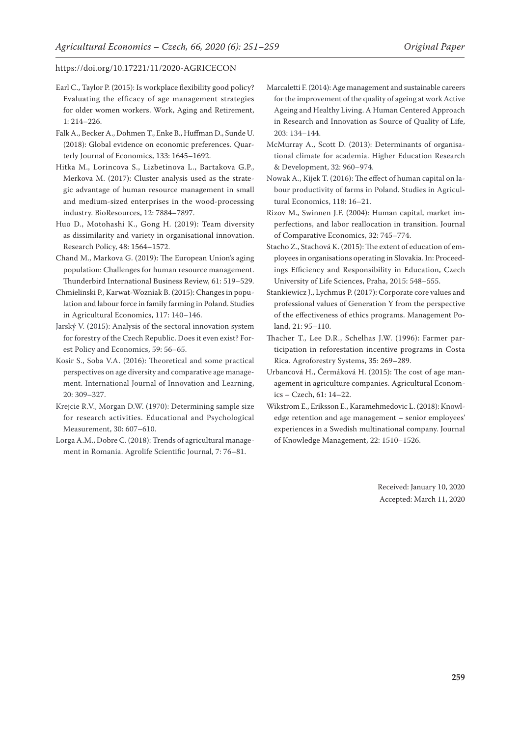Earl C., Taylor P. (2015): Is workplace flexibility good policy? Evaluating the efficacy of age management strategies for older women workers. Work, Aging and Retirement, 1: 214–226.

Falk A., Becker A., Dohmen T., Enke B., Huffman D., Sunde U. (2018): Global evidence on economic preferences. Quarterly Journal of Economics, 133: 1645–1692.

Hitka M., Lorincova S., Lizbetinova L., Bartakova G.P., Merkova M. (2017): Cluster analysis used as the strategic advantage of human resource management in small and medium-sized enterprises in the wood-processing industry. BioResources, 12: 7884–7897.

Huo D., Motohashi K., Gong H. (2019): Team diversity as dissimilarity and variety in organisational innovation. Research Policy, 48: 1564–1572.

Chand M., Markova G. (2019): The European Union's aging population: Challenges for human resource management. Thunderbird International Business Review, 61: 519–529.

Chmielinski P., Karwat-Wozniak B. (2015): Changes in population and labour force in family farming in Poland. Studies in Agricultural Economics, 117: 140–146.

Jarský V. (2015): Analysis of the sectoral innovation system for forestry of the Czech Republic. Does it even exist? Forest Policy and Economics, 59: 56–65.

Kosir S., Soba V.A. (2016): Theoretical and some practical perspectives on age diversity and comparative age management. International Journal of Innovation and Learning, 20: 309–327.

Krejcie R.V., Morgan D.W. (1970): Determining sample size for research activities. Educational and Psychological Measurement, 30: 607–610.

Lorga A.M., Dobre C. (2018): Trends of agricultural management in Romania. Agrolife Scientific Journal, 7: 76–81.

Marcaletti F. (2014): Age management and sustainable careers for the improvement of the quality of ageing at work Active Ageing and Healthy Living. A Human Centered Approach in Research and Innovation as Source of Quality of Life, 203: 134–144.

McMurray A., Scott D. (2013): Determinants of organisational climate for academia. Higher Education Research & Development, 32: 960–974.

Nowak A., Kijek T. (2016): The effect of human capital on labour productivity of farms in Poland. Studies in Agricultural Economics, 118: 16–21.

Rizov M., Swinnen J.F. (2004): Human capital, market imperfections, and labor reallocation in transition. Journal of Comparative Economics, 32: 745–774.

Stacho Z., Stachová K. (2015): The extent of education of employees in organisations operating in Slovakia. In: Proceedings Efficiency and Responsibility in Education, Czech University of Life Sciences, Praha, 2015: 548–555.

Stankiewicz J., Lychmus P. (2017): Corporate core values and professional values of Generation Y from the perspective of the effectiveness of ethics programs. Management Poland, 21: 95–110.

Thacher T., Lee D.R., Schelhas J.W. (1996): Farmer participation in reforestation incentive programs in Costa Rica. Agroforestry Systems, 35: 269–289.

Urbancová H., Čermáková H. (2015): The cost of age management in agriculture companies. Agricultural Economics – Czech, 61: 14–22.

Wikstrom E., Eriksson E., Karamehmedovic L. (2018): Knowledge retention and age management – senior employees' experiences in a Swedish multinational company. Journal of Knowledge Management, 22: 1510–1526.

Received: January 10, 2020
Accepted: March 11, 2020